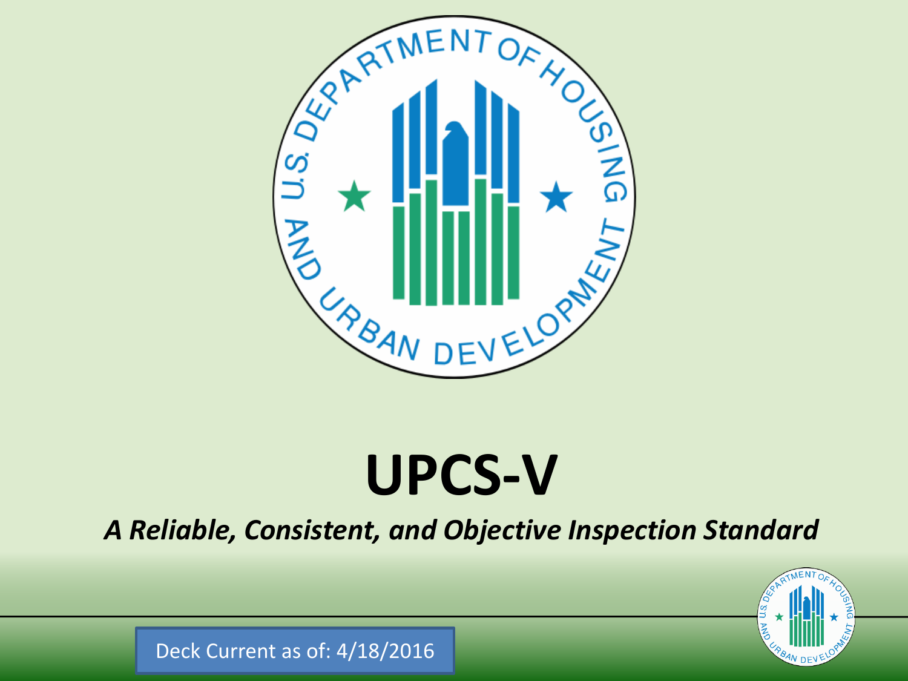# UPCS-V

***A Reliable, Consistent, and Objective Inspection Standard***

Deck Current as of: 4/18/2016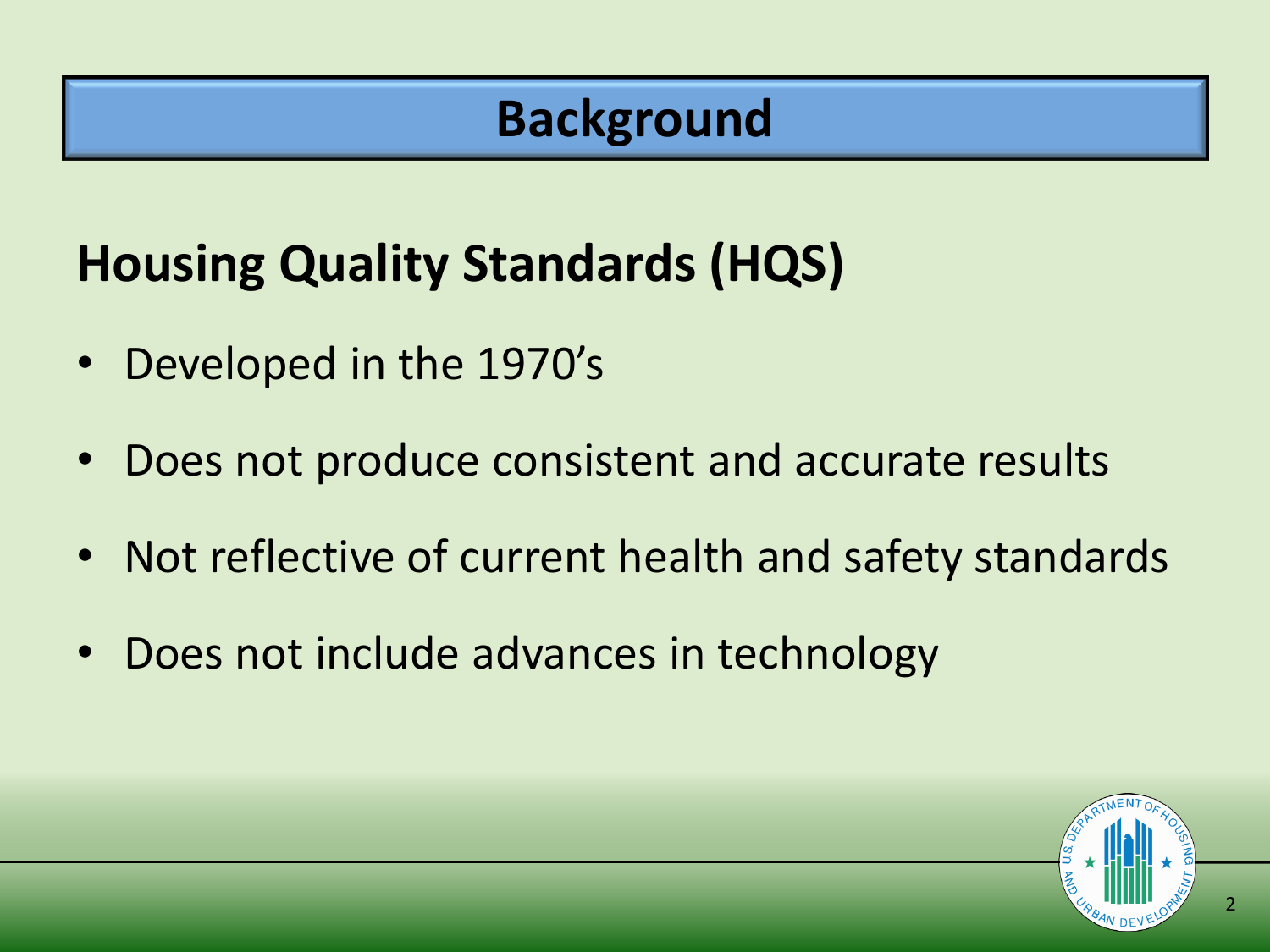# Background

## Housing Quality Standards (HQS)

- Developed in the 1970's
- Does not produce consistent and accurate results
- Not reflective of current health and safety standards
- Does not include advances in technology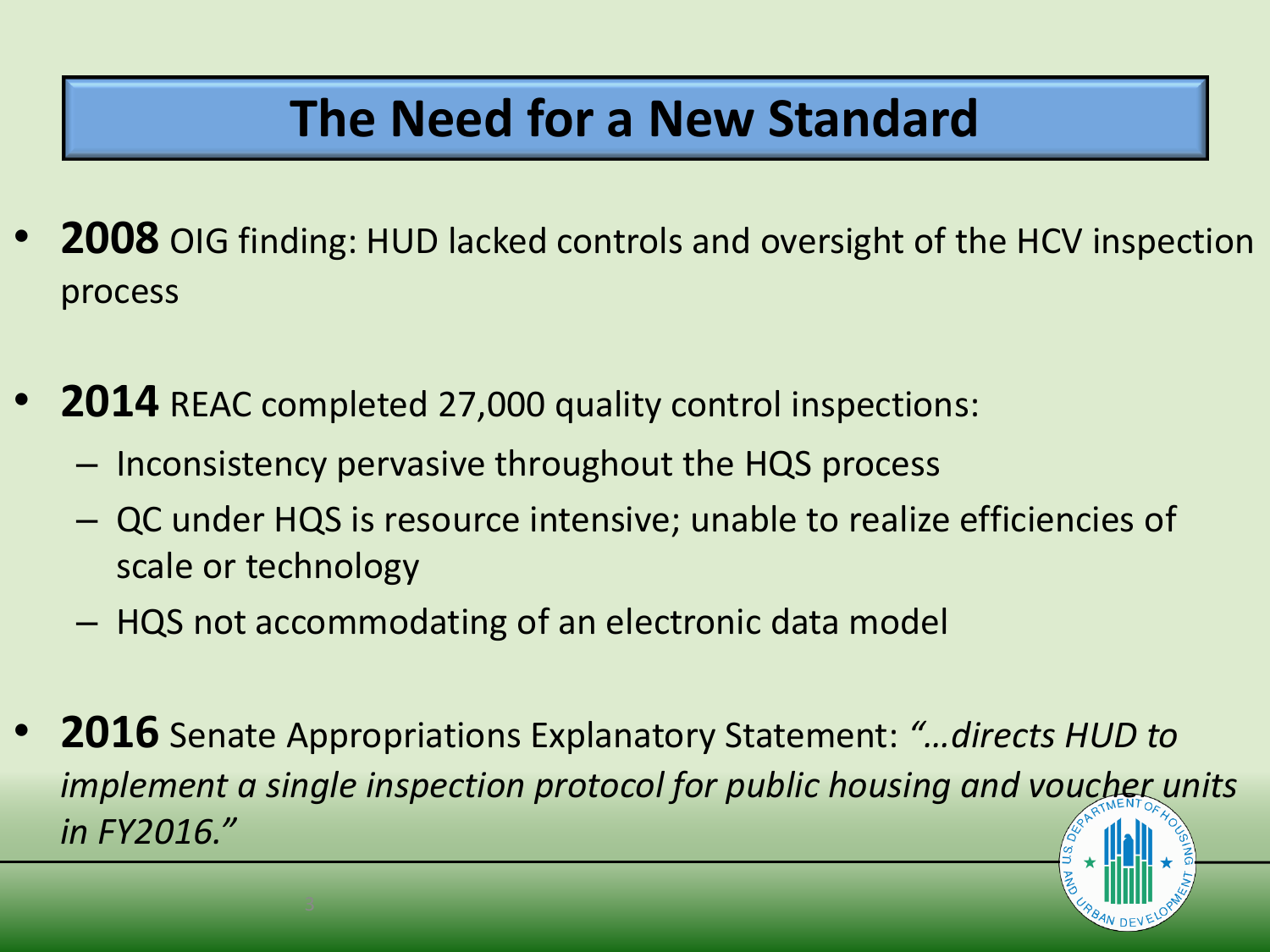# The Need for a New Standard

- **2008** OIG finding: HUD lacked controls and oversight of the HCV inspection process
- **2014** REAC completed 27,000 quality control inspections:
  - Inconsistency pervasive throughout the HQS process
  - QC under HQS is resource intensive; unable to realize efficiencies of scale or technology
  - HQS not accommodating of an electronic data model
- **2016** Senate Appropriations Explanatory Statement: *"…directs HUD to implement a single inspection protocol for public housing and voucher units in FY2016."*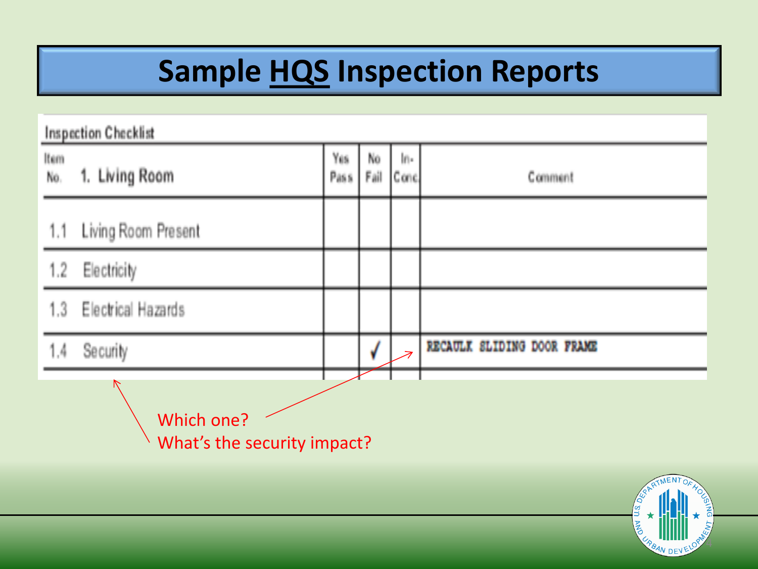# Sample HQS Inspection Reports

**Inspection Checklist**

| Item No. | 1. Living Room | Yes Pass | No Fail | In-Conc. | Comment |
| --- | --- | --- | --- | --- | --- |
| 1.1 | Living Room Present | | | | |
| 1.2 | Electricity | | | | |
| 1.3 | Electrical Hazards | | | | |
| 1.4 | Security | | ✓ | | RECAULK SLIDING DOOR FRAME |

Which one?
What's the security impact?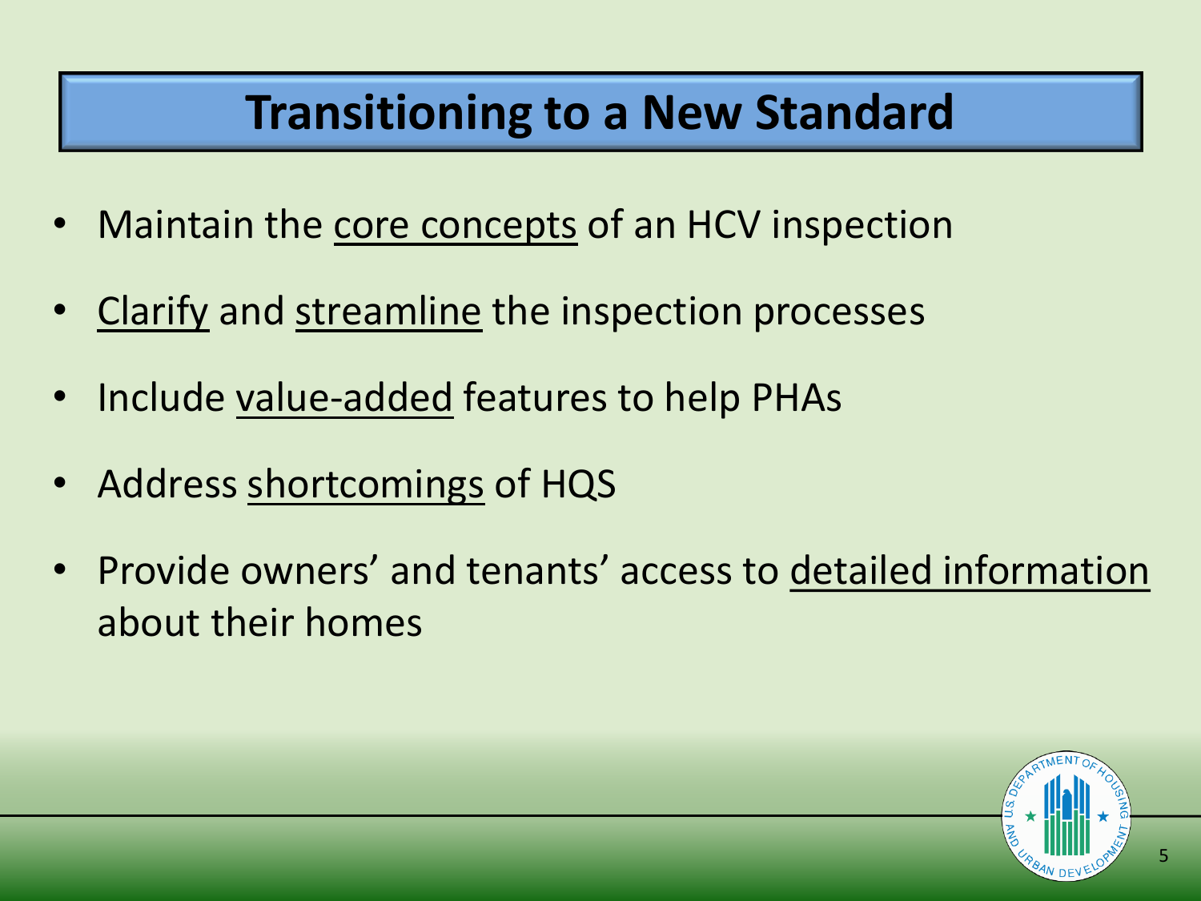# Transitioning to a New Standard

- Maintain the core concepts of an HCV inspection
- Clarify and streamline the inspection processes
- Include value-added features to help PHAs
- Address shortcomings of HQS
- Provide owners' and tenants' access to detailed information about their homes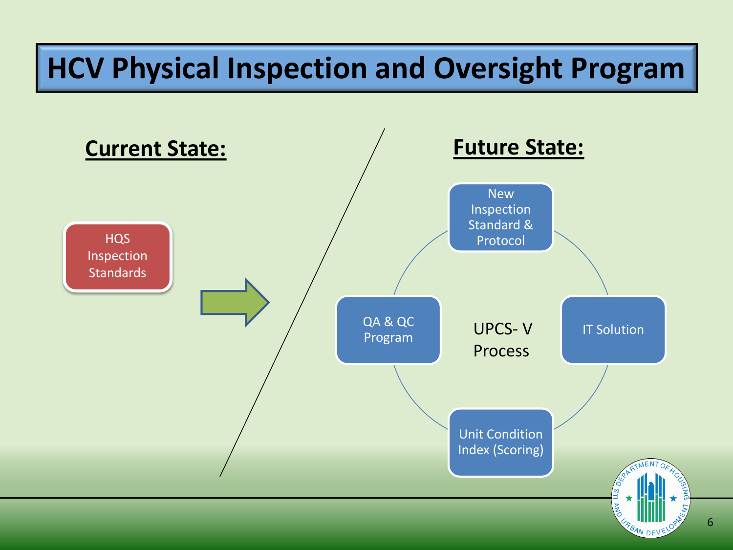# HCV Physical Inspection and Oversight Program

## Current State:

HQS Inspection Standards

## Future State:

UPCS- V Process

- New Inspection Standard & Protocol
- IT Solution
- Unit Condition Index (Scoring)
- QA & QC Program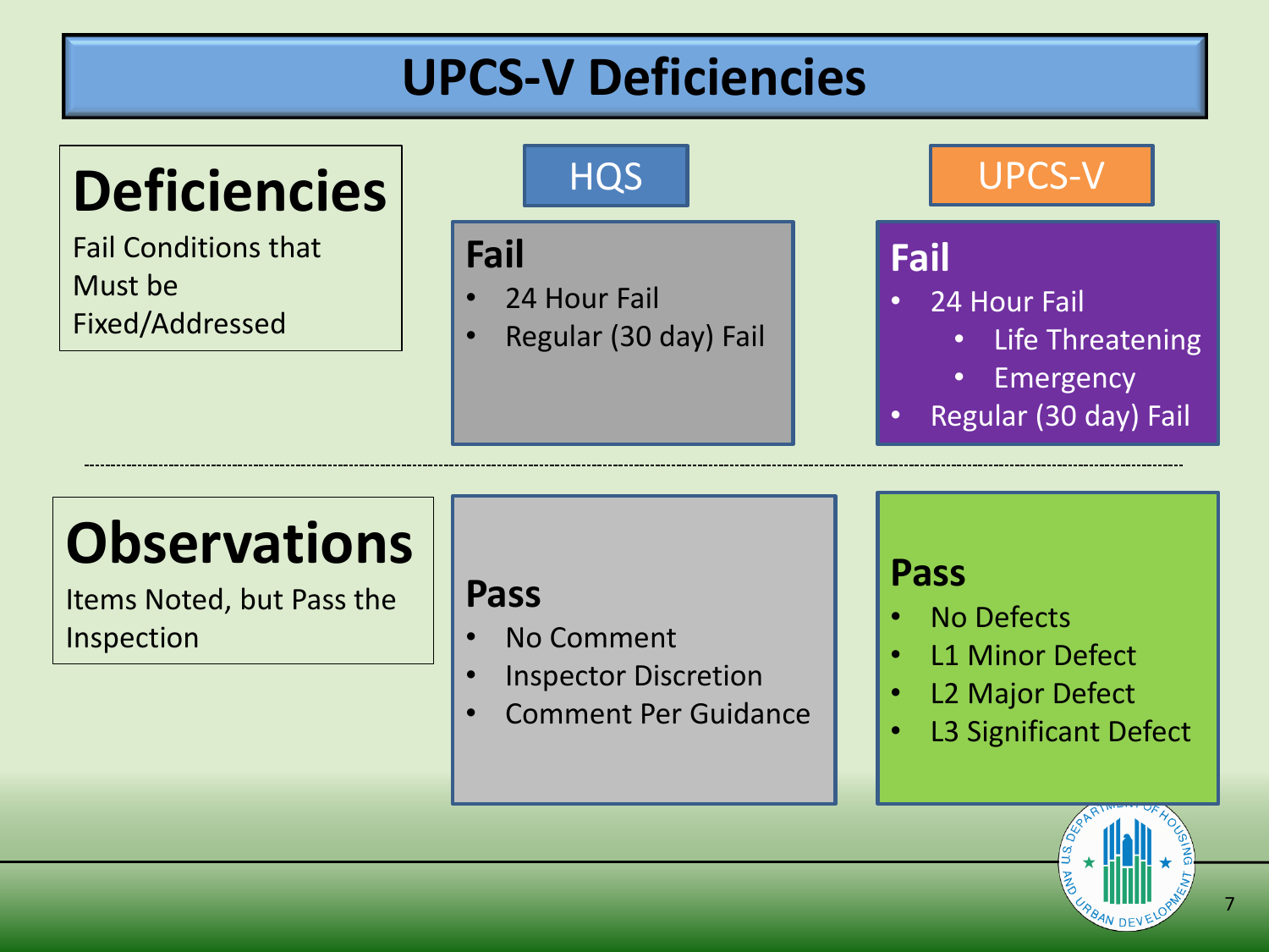# UPCS-V Deficiencies

| | HQS | UPCS-V |
|---|---|---|
| **Deficiencies**<br>Fail Conditions that Must be Fixed/Addressed | **Fail**<br>• 24 Hour Fail<br>• Regular (30 day) Fail | **Fail**<br>• 24 Hour Fail<br>  • Life Threatening<br>  • Emergency<br>• Regular (30 day) Fail |
| **Observations**<br>Items Noted, but Pass the Inspection | **Pass**<br>• No Comment<br>• Inspector Discretion<br>• Comment Per Guidance | **Pass**<br>• No Defects<br>• L1 Minor Defect<br>• L2 Major Defect<br>• L3 Significant Defect |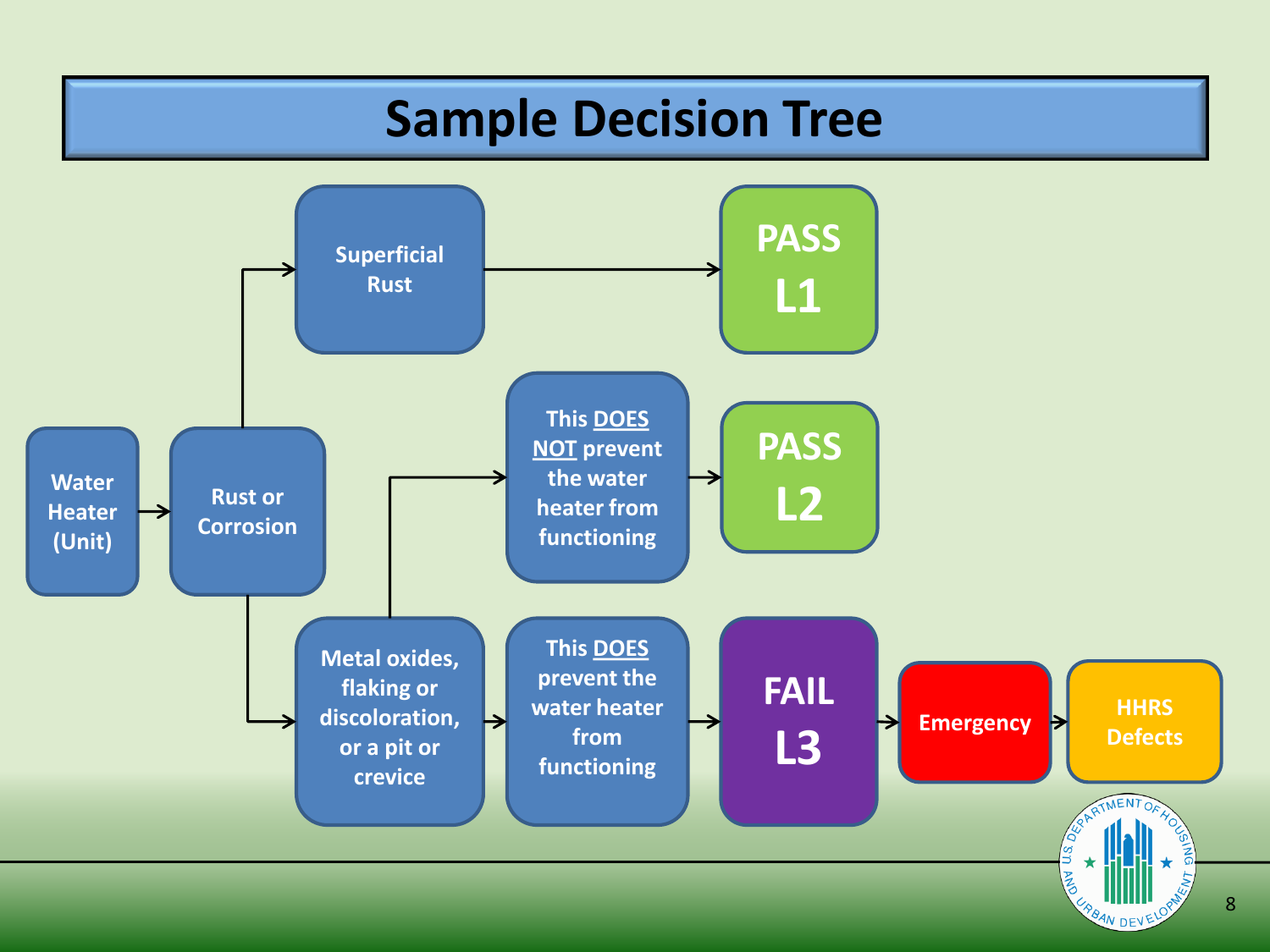# Sample Decision Tree

- **Water Heater (Unit)** → **Rust or Corrosion**
  - **Superficial Rust** → **PASS L1**
  - **Metal oxides, flaking or discoloration, or a pit or crevice**
    - This DOES NOT prevent the water heater from functioning → **PASS L2**
    - This DOES prevent the water heater from functioning → **FAIL L3** → **Emergency** → **HHRS Defects**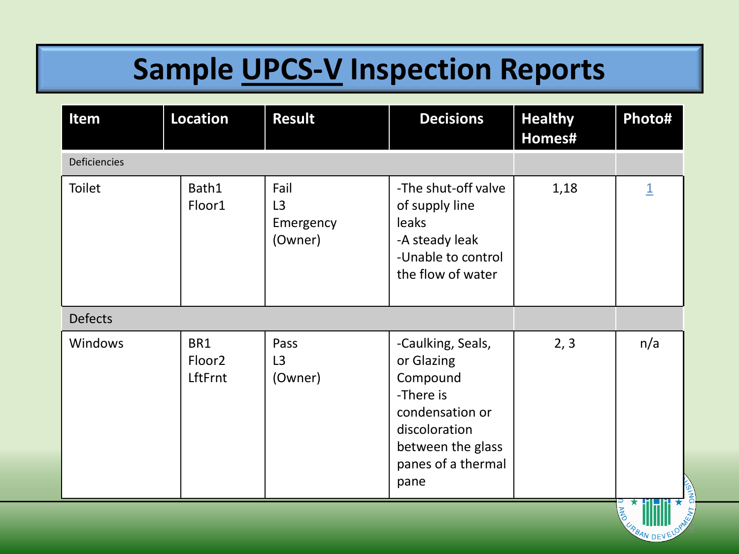# Sample UPCS-V Inspection Reports

| Item | Location | Result | Decisions | Healthy Homes# | Photo# |
|---|---|---|---|---|---|
| Deficiencies | | | | | |
| Toilet | Bath1 Floor1 | Fail L3 Emergency (Owner) | -The shut-off valve of supply line leaks -A steady leak -Unable to control the flow of water | 1,18 | 1 |
| Defects | | | | | |
| Windows | BR1 Floor2 LftFrnt | Pass L3 (Owner) | -Caulking, Seals, or Glazing Compound -There is condensation or discoloration between the glass panes of a thermal pane | 2, 3 | n/a |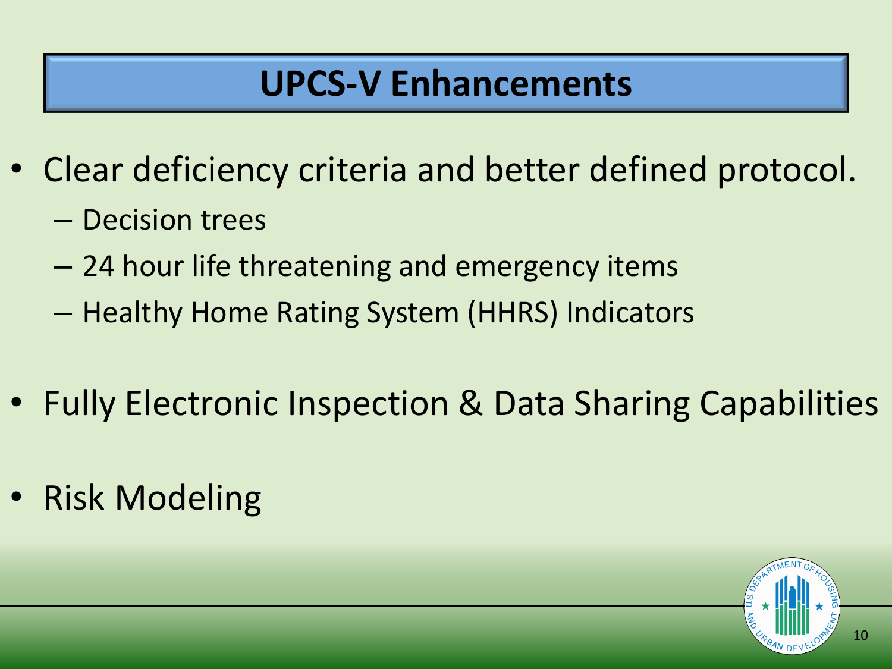# UPCS-V Enhancements

- Clear deficiency criteria and better defined protocol.
  - Decision trees
  - 24 hour life threatening and emergency items
  - Healthy Home Rating System (HHRS) Indicators
- Fully Electronic Inspection & Data Sharing Capabilities
- Risk Modeling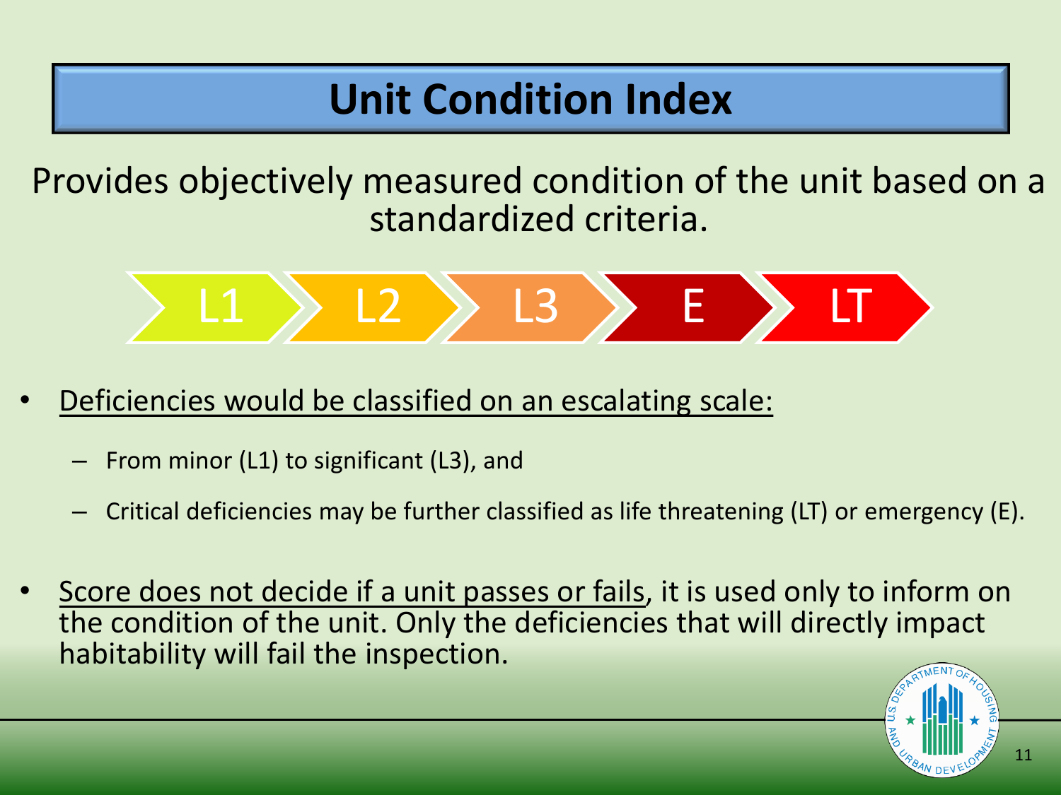# Unit Condition Index

Provides objectively measured condition of the unit based on a standardized criteria.

L1 → L2 → L3 → E → LT

- Deficiencies would be classified on an escalating scale:
  - From minor (L1) to significant (L3), and
  - Critical deficiencies may be further classified as life threatening (LT) or emergency (E).
- Score does not decide if a unit passes or fails, it is used only to inform on the condition of the unit. Only the deficiencies that will directly impact habitability will fail the inspection.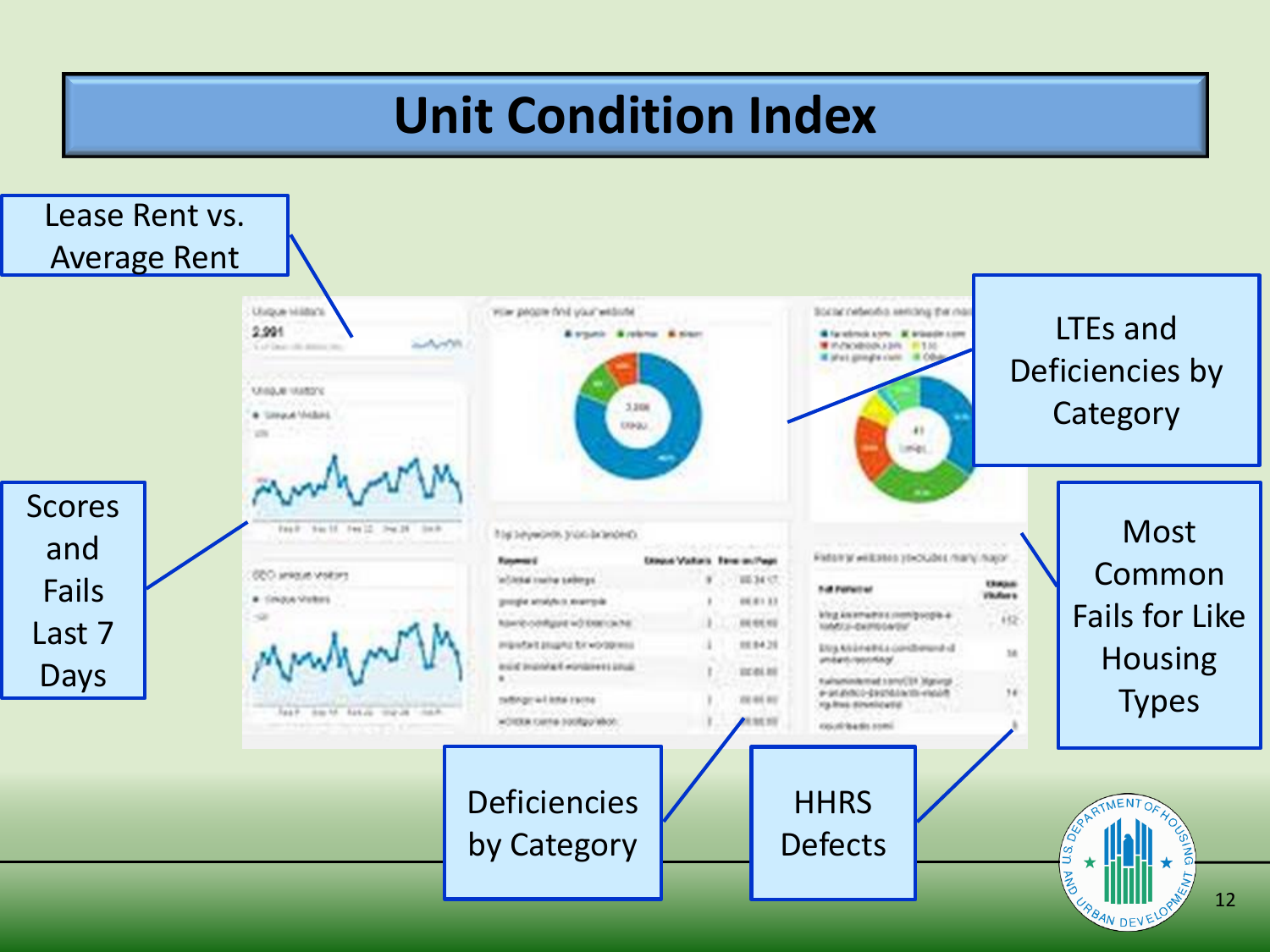# Unit Condition Index

- Lease Rent vs. Average Rent
- Scores and Fails Last 7 Days
- LTEs and Deficiencies by Category
- Most Common Fails for Like Housing Types
- Deficiencies by Category
- HHRS Defects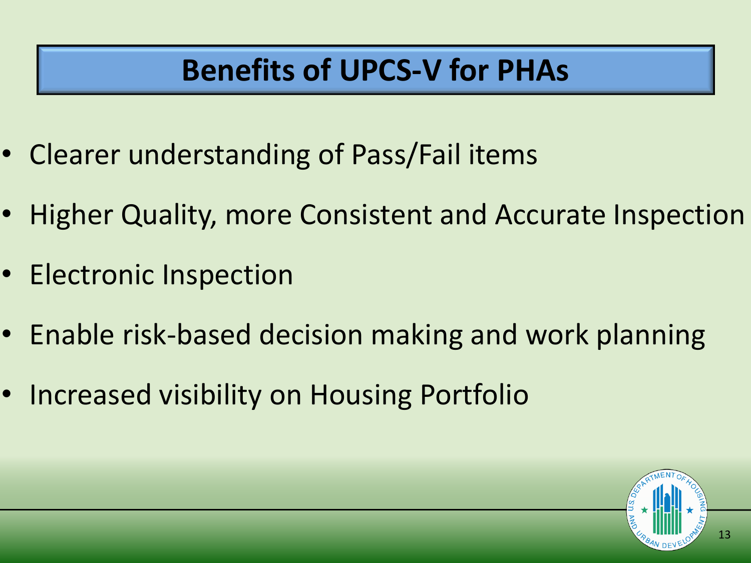# Benefits of UPCS-V for PHAs

- Clearer understanding of Pass/Fail items
- Higher Quality, more Consistent and Accurate Inspection
- Electronic Inspection
- Enable risk-based decision making and work planning
- Increased visibility on Housing Portfolio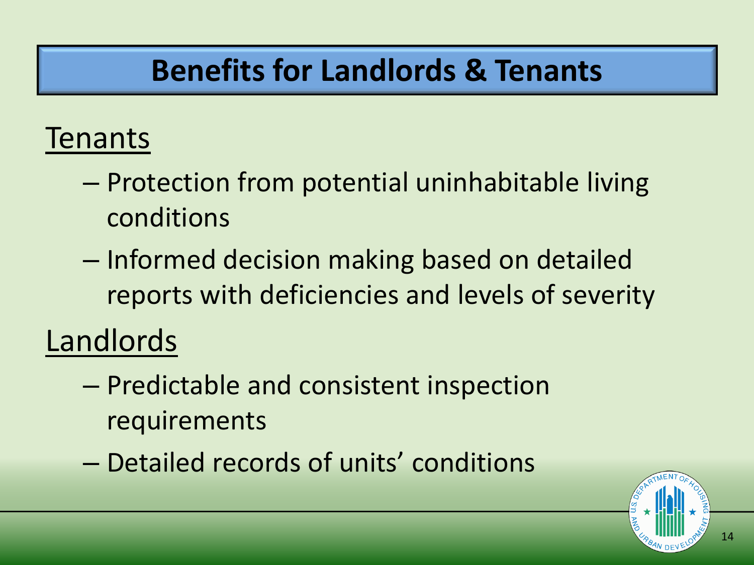# Benefits for Landlords & Tenants

## Tenants

- Protection from potential uninhabitable living conditions
- Informed decision making based on detailed reports with deficiencies and levels of severity

## Landlords

- Predictable and consistent inspection requirements
- Detailed records of units' conditions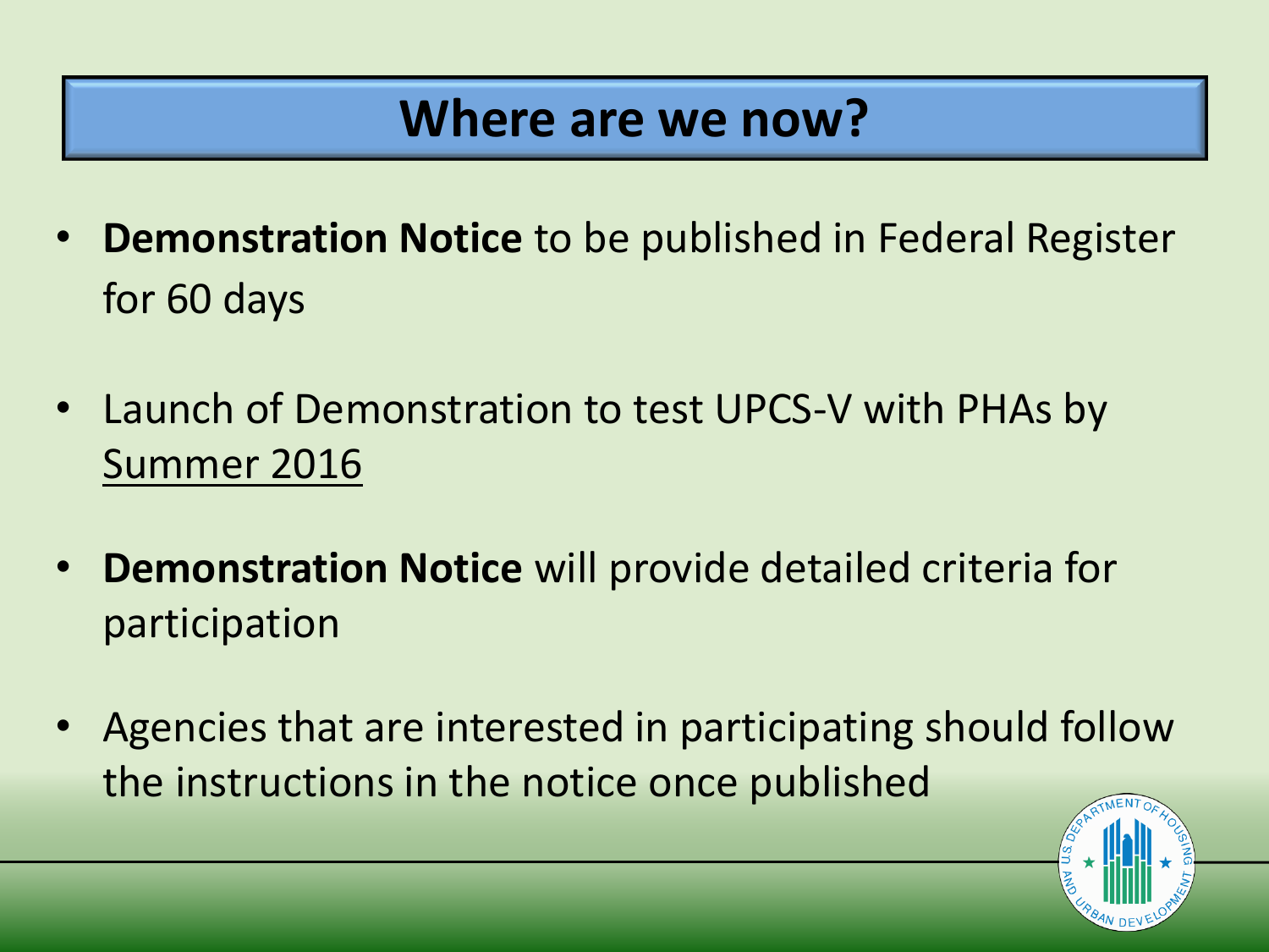# Where are we now?

- **Demonstration Notice** to be published in Federal Register for 60 days
- Launch of Demonstration to test UPCS-V with PHAs by Summer 2016
- **Demonstration Notice** will provide detailed criteria for participation
- Agencies that are interested in participating should follow the instructions in the notice once published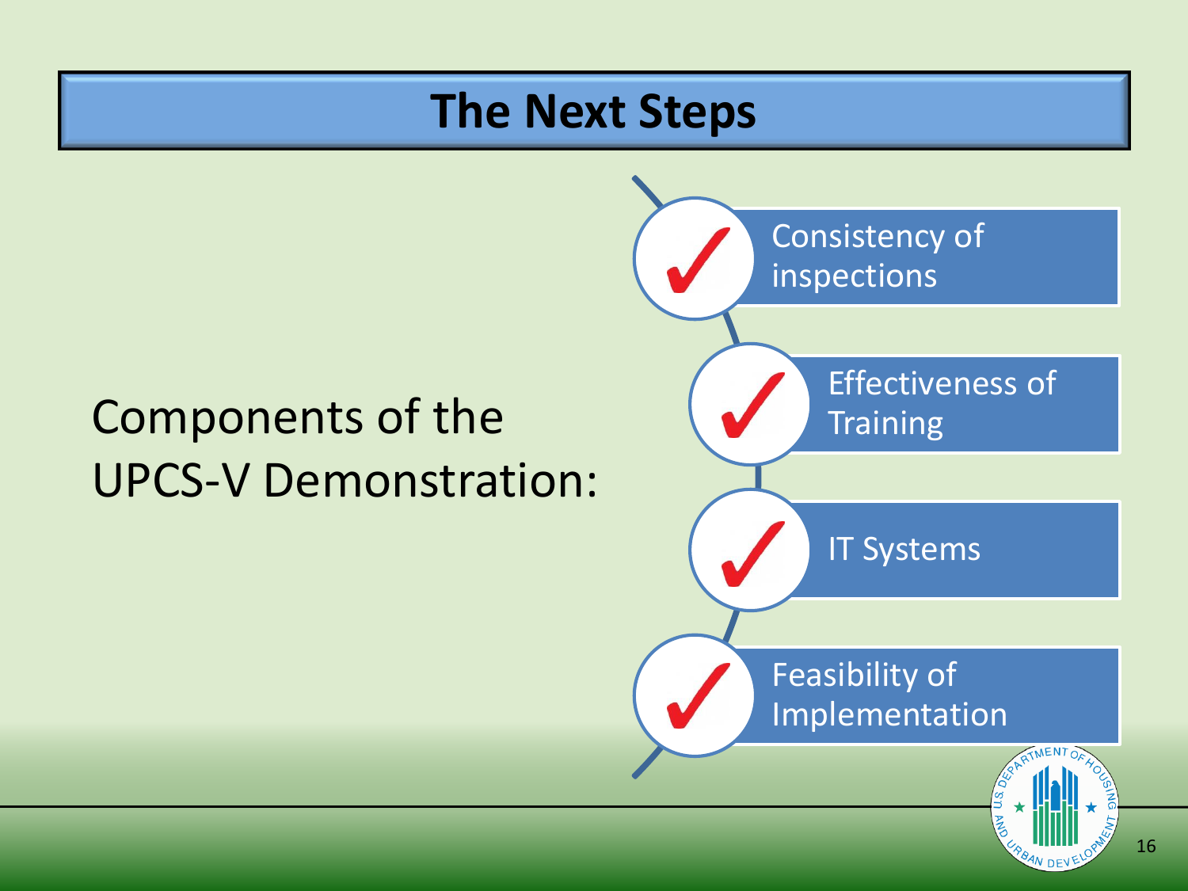# The Next Steps

Components of the UPCS-V Demonstration:

- ✓ Consistency of inspections
- ✓ Effectiveness of Training
- ✓ IT Systems
- ✓ Feasibility of Implementation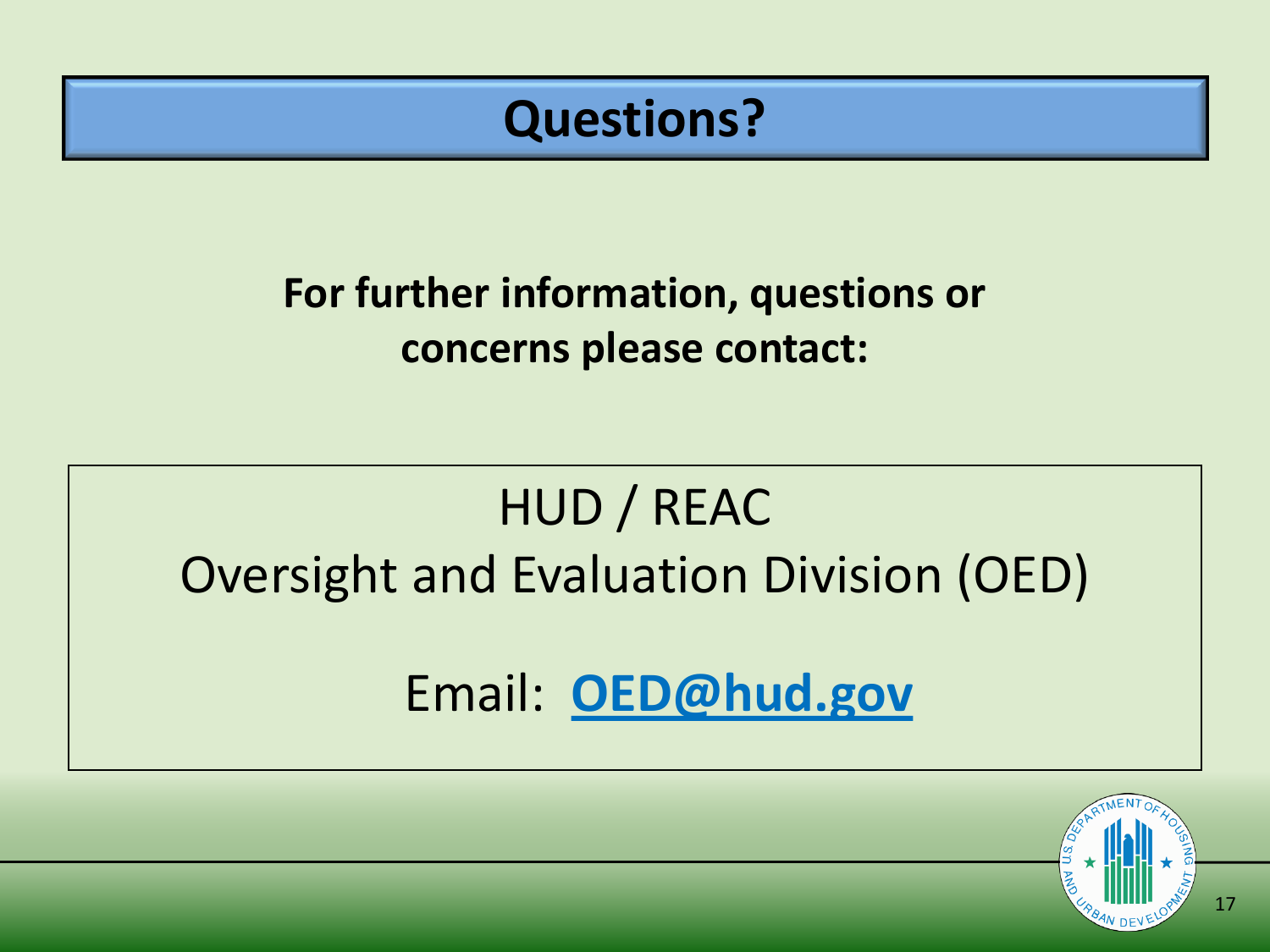# Questions?

**For further information, questions or concerns please contact:**

HUD / REAC

Oversight and Evaluation Division (OED)

Email: **OED@hud.gov**